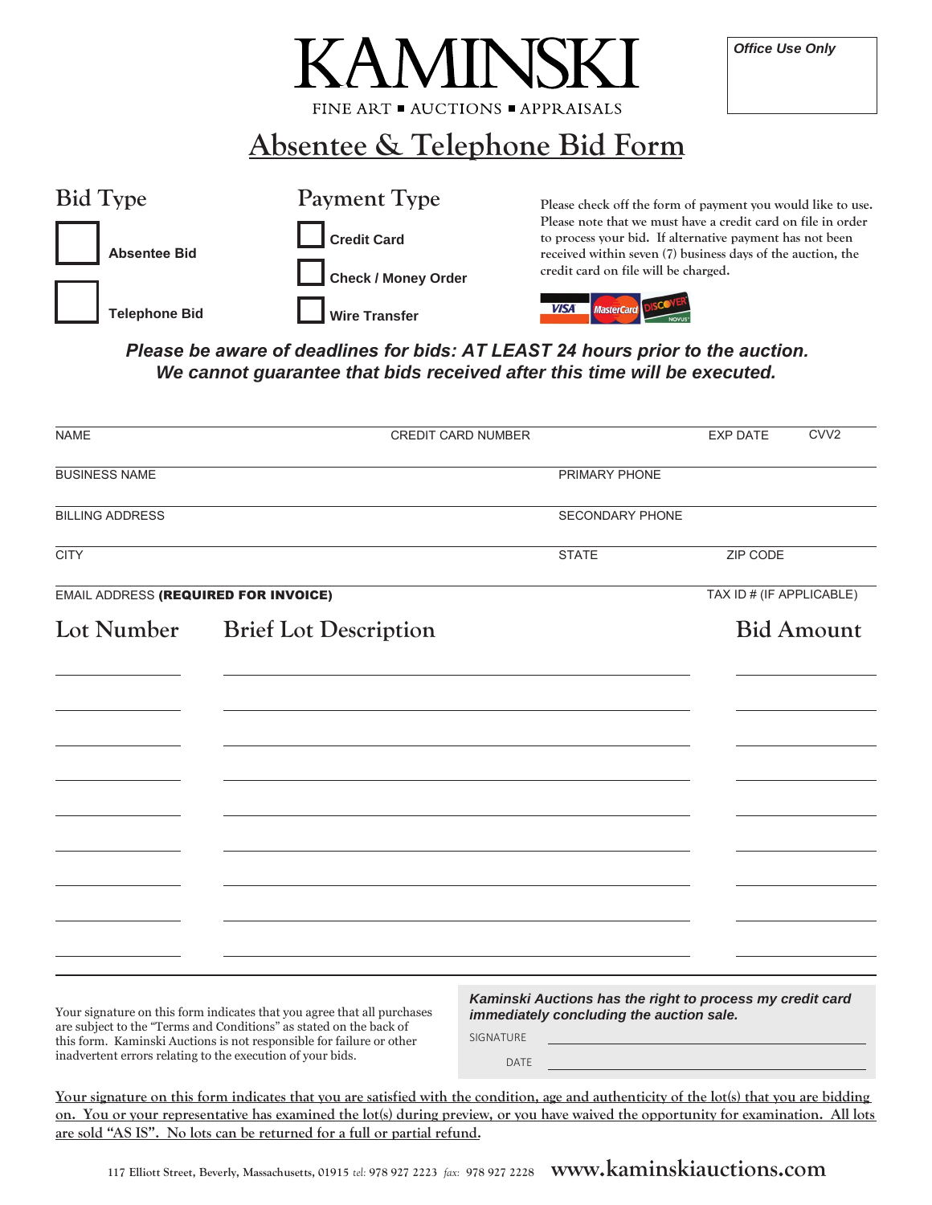# KAMINSKI

FINE ART ▪ AUCTIONS ▪ APPRAISALS

*Office Use Only*

## Absentee & Telephone Bid Form

### Bid Type

☐ **Absentee Bid**

☐ **Telephone Bid**

### Payment Type

☐ **Credit Card**

☐ **Check / Money Order**

☐ **Wire Transfer**

Please check off the form of payment you would like to use. Please note that we must have a credit card on file in order to process your bid. If alternative payment has not been received within seven (7) business days of the auction, the credit card on file will be charged.

VISA MasterCard DISCOVER NOVUS

***Please be aware of deadlines for bids: AT LEAST 24 hours prior to the auction. We cannot guarantee that bids received after this time will be executed.***

NAME | CREDIT CARD NUMBER | EXP DATE | CVV2

BUSINESS NAME | PRIMARY PHONE

BILLING ADDRESS | SECONDARY PHONE

CITY | STATE | ZIP CODE

EMAIL ADDRESS **(REQUIRED FOR INVOICE)** | TAX ID # (IF APPLICABLE)

| Lot Number | Brief Lot Description | Bid Amount |
|---|---|---|
| | | |
| | | |
| | | |
| | | |
| | | |
| | | |
| | | |
| | | |
| | | |

Your signature on this form indicates that you agree that all purchases are subject to the "Terms and Conditions" as stated on the back of this form. Kaminski Auctions is not responsible for failure or other inadvertent errors relating to the execution of your bids.

***Kaminski Auctions has the right to process my credit card immediately concluding the auction sale.***

SIGNATURE ______________________

DATE ______________________

<u>Your signature on this form indicates that you are satisfied with the condition, age and authenticity of the lot(s) that you are bidding on. You or your representative has examined the lot(s) during preview, or you have waived the opportunity for examination. All lots are sold "AS IS". No lots can be returned for a full or partial refund.</u>

117 Elliott Street, Beverly, Massachusetts, 01915 *tel:* 978 927 2223 *fax:* 978 927 2228 **www.kaminskiauctions.com**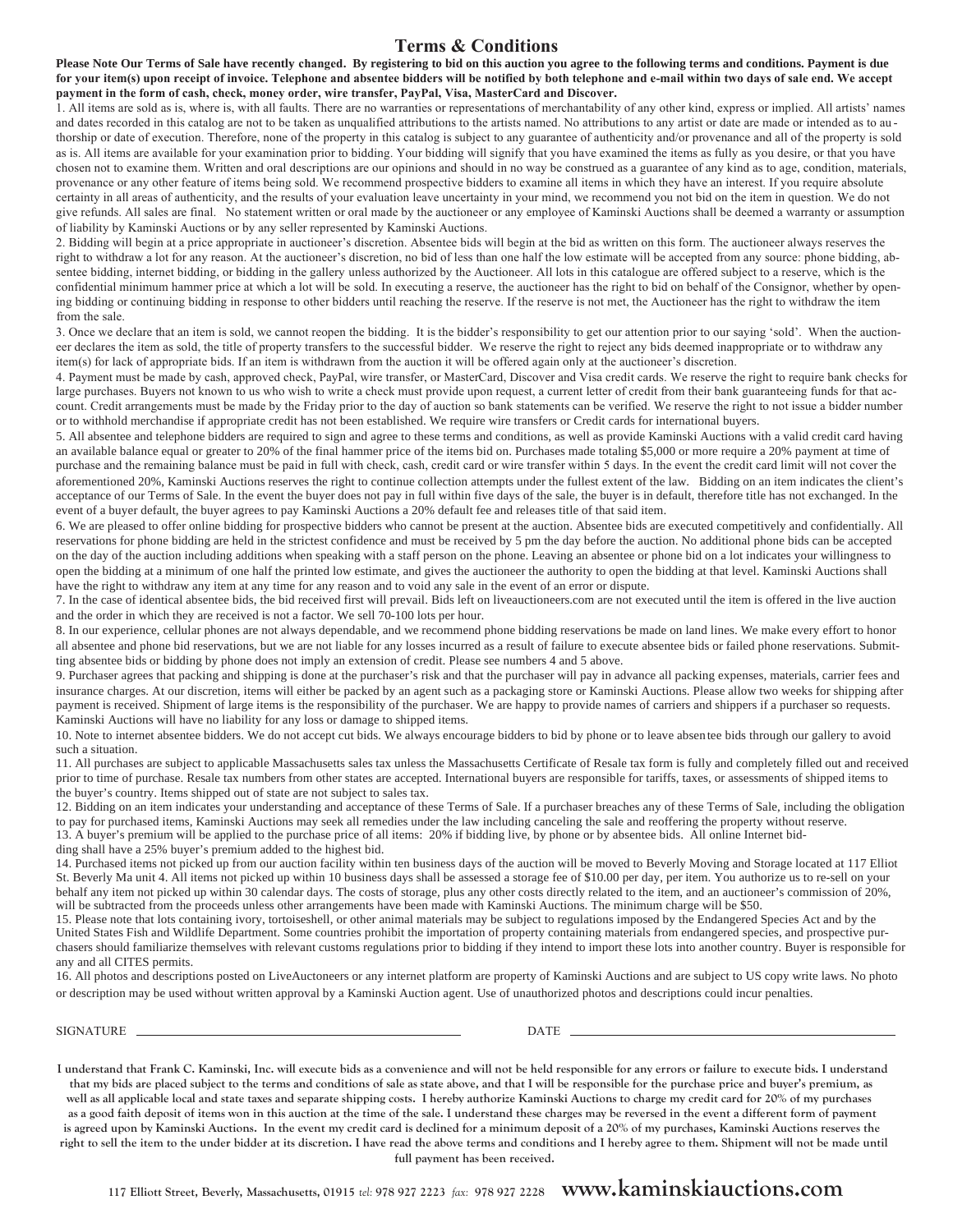# Terms & Conditions

**Please Note Our Terms of Sale have recently changed. By registering to bid on this auction you agree to the following terms and conditions. Payment is due for your item(s) upon receipt of invoice. Telephone and absentee bidders will be notified by both telephone and e-mail within two days of sale end. We accept payment in the form of cash, check, money order, wire transfer, PayPal, Visa, MasterCard and Discover.**

1. All items are sold as is, where is, with all faults. There are no warranties or representations of merchantability of any other kind, express or implied. All artists' names and dates recorded in this catalog are not to be taken as unqualified attributions to the artists named. No attributions to any artist or date are made or intended as to authorship or date of execution. Therefore, none of the property in this catalog is subject to any guarantee of authenticity and/or provenance and all of the property is sold as is. All items are available for your examination prior to bidding. Your bidding will signify that you have examined the items as fully as you desire, or that you have chosen not to examine them. Written and oral descriptions are our opinions and should in no way be construed as a guarantee of any kind as to age, condition, materials, provenance or any other feature of items being sold. We recommend prospective bidders to examine all items in which they have an interest. If you require absolute certainty in all areas of authenticity, and the results of your evaluation leave uncertainty in your mind, we recommend you not bid on the item in question. We do not give refunds. All sales are final. No statement written or oral made by the auctioneer or any employee of Kaminski Auctions shall be deemed a warranty or assumption of liability by Kaminski Auctions or by any seller represented by Kaminski Auctions.
2. Bidding will begin at a price appropriate in auctioneer's discretion. Absentee bids will begin at the bid as written on this form. The auctioneer always reserves the right to withdraw a lot for any reason. At the auctioneer's discretion, no bid of less than one half the low estimate will be accepted from any source: phone bidding, absentee bidding, internet bidding, or bidding in the gallery unless authorized by the Auctioneer. All lots in this catalogue are offered subject to a reserve, which is the confidential minimum hammer price at which a lot will be sold. In executing a reserve, the auctioneer has the right to bid on behalf of the Consignor, whether by opening bidding or continuing bidding in response to other bidders until reaching the reserve. If the reserve is not met, the Auctioneer has the right to withdraw the item from the sale.
3. Once we declare that an item is sold, we cannot reopen the bidding. It is the bidder's responsibility to get our attention prior to our saying 'sold'. When the auctioneer declares the item as sold, the title of property transfers to the successful bidder. We reserve the right to reject any bids deemed inappropriate or to withdraw any item(s) for lack of appropriate bids. If an item is withdrawn from the auction it will be offered again only at the auctioneer's discretion.
4. Payment must be made by cash, approved check, PayPal, wire transfer, or MasterCard, Discover and Visa credit cards. We reserve the right to require bank checks for large purchases. Buyers not known to us who wish to write a check must provide upon request, a current letter of credit from their bank guaranteeing funds for that account. Credit arrangements must be made by the Friday prior to the day of auction so bank statements can be verified. We reserve the right to not issue a bidder number or to withhold merchandise if appropriate credit has not been established. We require wire transfers or Credit cards for international buyers.
5. All absentee and telephone bidders are required to sign and agree to these terms and conditions, as well as provide Kaminski Auctions with a valid credit card having an available balance equal or greater to 20% of the final hammer price of the items bid on. Purchases made totaling $5,000 or more require a 20% payment at time of purchase and the remaining balance must be paid in full with check, cash, credit card or wire transfer within 5 days. In the event the credit card limit will not cover the aforementioned 20%, Kaminski Auctions reserves the right to continue collection attempts under the fullest extent of the law. Bidding on an item indicates the client's acceptance of our Terms of Sale. In the event the buyer does not pay in full within five days of the sale, the buyer is in default, therefore title has not exchanged. In the event of a buyer default, the buyer agrees to pay Kaminski Auctions a 20% default fee and releases title of that said item.
6. We are pleased to offer online bidding for prospective bidders who cannot be present at the auction. Absentee bids are executed competitively and confidentially. All reservations for phone bidding are held in the strictest confidence and must be received by 5 pm the day before the auction. No additional phone bids can be accepted on the day of the auction including additions when speaking with a staff person on the phone. Leaving an absentee or phone bid on a lot indicates your willingness to open the bidding at a minimum of one half the printed low estimate, and gives the auctioneer the authority to open the bidding at that level. Kaminski Auctions shall have the right to withdraw any item at any time for any reason and to void any sale in the event of an error or dispute.
7. In the case of identical absentee bids, the bid received first will prevail. Bids left on liveauctioneers.com are not executed until the item is offered in the live auction and the order in which they are received is not a factor. We sell 70-100 lots per hour.
8. In our experience, cellular phones are not always dependable, and we recommend phone bidding reservations be made on land lines. We make every effort to honor all absentee and phone bid reservations, but we are not liable for any losses incurred as a result of failure to execute absentee bids or failed phone reservations. Submitting absentee bids or bidding by phone does not imply an extension of credit. Please see numbers 4 and 5 above.
9. Purchaser agrees that packing and shipping is done at the purchaser's risk and that the purchaser will pay in advance all packing expenses, materials, carrier fees and insurance charges. At our discretion, items will either be packed by an agent such as a packaging store or Kaminski Auctions. Please allow two weeks for shipping after payment is received. Shipment of large items is the responsibility of the purchaser. We are happy to provide names of carriers and shippers if a purchaser so requests. Kaminski Auctions will have no liability for any loss or damage to shipped items.
10. Note to internet absentee bidders. We do not accept cut bids. We always encourage bidders to bid by phone or to leave absentee bids through our gallery to avoid such a situation.
11. All purchases are subject to applicable Massachusetts sales tax unless the Massachusetts Certificate of Resale tax form is fully and completely filled out and received prior to time of purchase. Resale tax numbers from other states are accepted. International buyers are responsible for tariffs, taxes, or assessments of shipped items to the buyer's country. Items shipped out of state are not subject to sales tax.
12. Bidding on an item indicates your understanding and acceptance of these Terms of Sale. If a purchaser breaches any of these Terms of Sale, including the obligation to pay for purchased items, Kaminski Auctions may seek all remedies under the law including canceling the sale and reoffering the property without reserve.
13. A buyer's premium will be applied to the purchase price of all items: 20% if bidding live, by phone or by absentee bids. All online Internet bidding shall have a 25% buyer's premium added to the highest bid.
14. Purchased items not picked up from our auction facility within ten business days of the auction will be moved to Beverly Moving and Storage located at 117 Elliot St. Beverly Ma unit 4. All items not picked up within 10 business days shall be assessed a storage fee of $10.00 per day, per item. You authorize us to re-sell on your behalf any item not picked up within 30 calendar days. The costs of storage, plus any other costs directly related to the item, and an auctioneer's commission of 20%, will be subtracted from the proceeds unless other arrangements have been made with Kaminski Auctions. The minimum charge will be $50.
15. Please note that lots containing ivory, tortoiseshell, or other animal materials may be subject to regulations imposed by the Endangered Species Act and by the United States Fish and Wildlife Department. Some countries prohibit the importation of property containing materials from endangered species, and prospective purchasers should familiarize themselves with relevant customs regulations prior to bidding if they intend to import these lots into another country. Buyer is responsible for any and all CITES permits.
16. All photos and descriptions posted on LiveAuctoneers or any internet platform are property of Kaminski Auctions and are subject to US copy write laws. No photo or description may be used without written approval by a Kaminski Auction agent. Use of unauthorized photos and descriptions could incur penalties.

SIGNATURE ______________________________ DATE ______________________________

**I understand that Frank C. Kaminski, Inc. will execute bids as a convenience and will not be held responsible for any errors or failure to execute bids. I understand that my bids are placed subject to the terms and conditions of sale as state above, and that I will be responsible for the purchase price and buyer's premium, as well as all applicable local and state taxes and separate shipping costs. I hereby authorize Kaminski Auctions to charge my credit card for 20% of my purchases as a good faith deposit of items won in this auction at the time of the sale. I understand these charges may be reversed in the event a different form of payment is agreed upon by Kaminski Auctions. In the event my credit card is declined for a minimum deposit of a 20% of my purchases, Kaminski Auctions reserves the right to sell the item to the under bidder at its discretion. I have read the above terms and conditions and I hereby agree to them. Shipment will not be made until full payment has been received.**

117 Elliott Street, Beverly, Massachusetts, 01915 *tel:* 978 927 2223 *fax:* 978 927 2228 **www.kaminskiauctions.com**